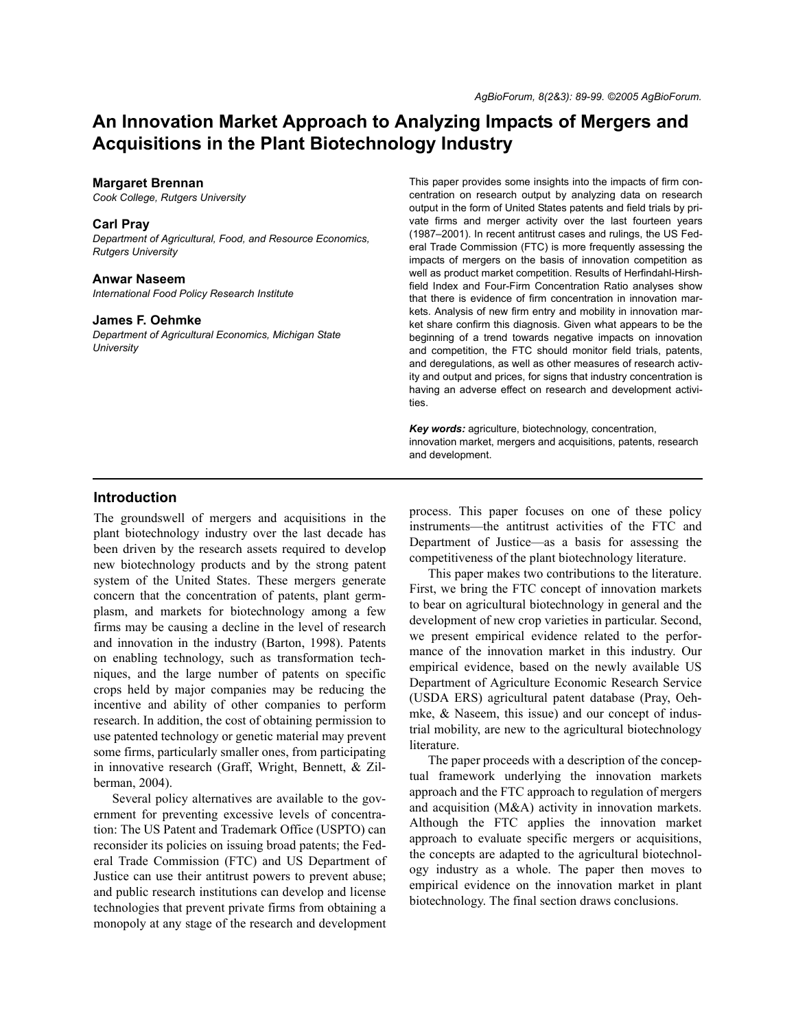# An Innovation Market Approach to Analyzing Impacts of Mergers and Acquisitions in the Plant Biotechnology Industry

**Margaret Brennan**
*Cook College, Rutgers University*

**Carl Pray**
*Department of Agricultural, Food, and Resource Economics, Rutgers University*

**Anwar Naseem**
*International Food Policy Research Institute*

**James F. Oehmke**
*Department of Agricultural Economics, Michigan State University*

This paper provides some insights into the impacts of firm concentration on research output by analyzing data on research output in the form of United States patents and field trials by private firms and merger activity over the last fourteen years (1987–2001). In recent antitrust cases and rulings, the US Federal Trade Commission (FTC) is more frequently assessing the impacts of mergers on the basis of innovation competition as well as product market competition. Results of Herfindahl-Hirshfield Index and Four-Firm Concentration Ratio analyses show that there is evidence of firm concentration in innovation markets. Analysis of new firm entry and mobility in innovation market share confirm this diagnosis. Given what appears to be the beginning of a trend towards negative impacts on innovation and competition, the FTC should monitor field trials, patents, and deregulations, as well as other measures of research activity and output and prices, for signs that industry concentration is having an adverse effect on research and development activities.

***Key words:*** agriculture, biotechnology, concentration, innovation market, mergers and acquisitions, patents, research and development.

## Introduction

The groundswell of mergers and acquisitions in the plant biotechnology industry over the last decade has been driven by the research assets required to develop new biotechnology products and by the strong patent system of the United States. These mergers generate concern that the concentration of patents, plant germplasm, and markets for biotechnology among a few firms may be causing a decline in the level of research and innovation in the industry (Barton, 1998). Patents on enabling technology, such as transformation techniques, and the large number of patents on specific crops held by major companies may be reducing the incentive and ability of other companies to perform research. In addition, the cost of obtaining permission to use patented technology or genetic material may prevent some firms, particularly smaller ones, from participating in innovative research (Graff, Wright, Bennett, & Zilberman, 2004).

Several policy alternatives are available to the government for preventing excessive levels of concentration: The US Patent and Trademark Office (USPTO) can reconsider its policies on issuing broad patents; the Federal Trade Commission (FTC) and US Department of Justice can use their antitrust powers to prevent abuse; and public research institutions can develop and license technologies that prevent private firms from obtaining a monopoly at any stage of the research and development process. This paper focuses on one of these policy instruments—the antitrust activities of the FTC and Department of Justice—as a basis for assessing the competitiveness of the plant biotechnology literature.

This paper makes two contributions to the literature. First, we bring the FTC concept of innovation markets to bear on agricultural biotechnology in general and the development of new crop varieties in particular. Second, we present empirical evidence related to the performance of the innovation market in this industry. Our empirical evidence, based on the newly available US Department of Agriculture Economic Research Service (USDA ERS) agricultural patent database (Pray, Oehmke, & Naseem, this issue) and our concept of industrial mobility, are new to the agricultural biotechnology literature.

The paper proceeds with a description of the conceptual framework underlying the innovation markets approach and the FTC approach to regulation of mergers and acquisition (M&A) activity in innovation markets. Although the FTC applies the innovation market approach to evaluate specific mergers or acquisitions, the concepts are adapted to the agricultural biotechnology industry as a whole. The paper then moves to empirical evidence on the innovation market in plant biotechnology. The final section draws conclusions.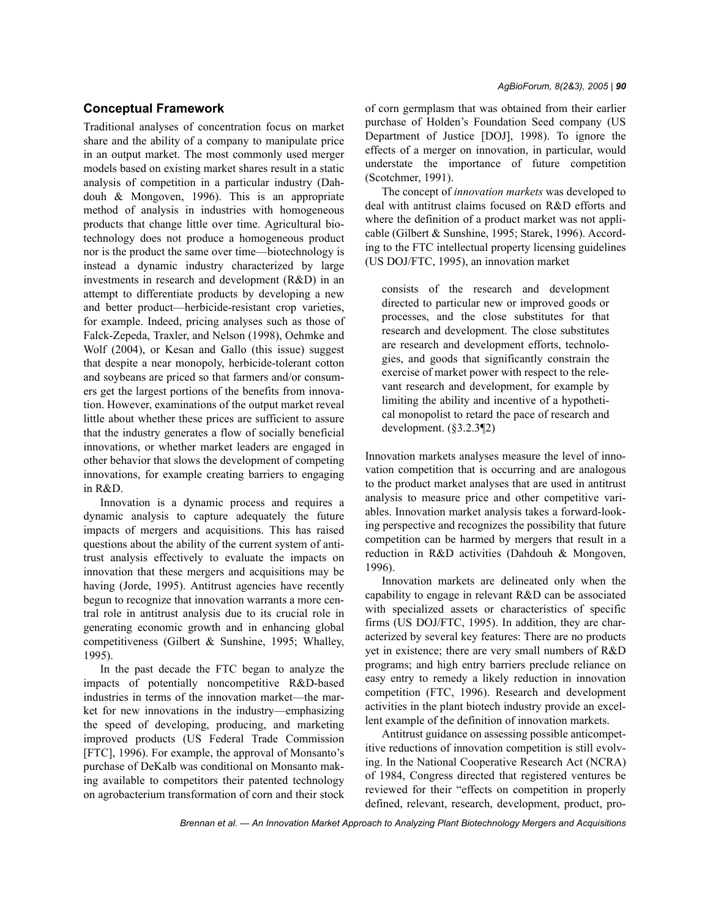## Conceptual Framework

Traditional analyses of concentration focus on market share and the ability of a company to manipulate price in an output market. The most commonly used merger models based on existing market shares result in a static analysis of competition in a particular industry (Dahdouh & Mongoven, 1996). This is an appropriate method of analysis in industries with homogeneous products that change little over time. Agricultural biotechnology does not produce a homogeneous product nor is the product the same over time—biotechnology is instead a dynamic industry characterized by large investments in research and development (R&D) in an attempt to differentiate products by developing a new and better product—herbicide-resistant crop varieties, for example. Indeed, pricing analyses such as those of Falck-Zepeda, Traxler, and Nelson (1998), Oehmke and Wolf (2004), or Kesan and Gallo (this issue) suggest that despite a near monopoly, herbicide-tolerant cotton and soybeans are priced so that farmers and/or consumers get the largest portions of the benefits from innovation. However, examinations of the output market reveal little about whether these prices are sufficient to assure that the industry generates a flow of socially beneficial innovations, or whether market leaders are engaged in other behavior that slows the development of competing innovations, for example creating barriers to engaging in R&D.

Innovation is a dynamic process and requires a dynamic analysis to capture adequately the future impacts of mergers and acquisitions. This has raised questions about the ability of the current system of antitrust analysis effectively to evaluate the impacts on innovation that these mergers and acquisitions may be having (Jorde, 1995). Antitrust agencies have recently begun to recognize that innovation warrants a more central role in antitrust analysis due to its crucial role in generating economic growth and in enhancing global competitiveness (Gilbert & Sunshine, 1995; Whalley, 1995).

In the past decade the FTC began to analyze the impacts of potentially noncompetitive R&D-based industries in terms of the innovation market—the market for new innovations in the industry—emphasizing the speed of developing, producing, and marketing improved products (US Federal Trade Commission [FTC], 1996). For example, the approval of Monsanto's purchase of DeKalb was conditional on Monsanto making available to competitors their patented technology on agrobacterium transformation of corn and their stock of corn germplasm that was obtained from their earlier purchase of Holden's Foundation Seed company (US Department of Justice [DOJ], 1998). To ignore the effects of a merger on innovation, in particular, would understate the importance of future competition (Scotchmer, 1991).

The concept of *innovation markets* was developed to deal with antitrust claims focused on R&D efforts and where the definition of a product market was not applicable (Gilbert & Sunshine, 1995; Starek, 1996). According to the FTC intellectual property licensing guidelines (US DOJ/FTC, 1995), an innovation market

> consists of the research and development directed to particular new or improved goods or processes, and the close substitutes for that research and development. The close substitutes are research and development efforts, technologies, and goods that significantly constrain the exercise of market power with respect to the relevant research and development, for example by limiting the ability and incentive of a hypothetical monopolist to retard the pace of research and development. (§3.2.3¶2)

Innovation markets analyses measure the level of innovation competition that is occurring and are analogous to the product market analyses that are used in antitrust analysis to measure price and other competitive variables. Innovation market analysis takes a forward-looking perspective and recognizes the possibility that future competition can be harmed by mergers that result in a reduction in R&D activities (Dahdouh & Mongoven, 1996).

Innovation markets are delineated only when the capability to engage in relevant R&D can be associated with specialized assets or characteristics of specific firms (US DOJ/FTC, 1995). In addition, they are characterized by several key features: There are no products yet in existence; there are very small numbers of R&D programs; and high entry barriers preclude reliance on easy entry to remedy a likely reduction in innovation competition (FTC, 1996). Research and development activities in the plant biotech industry provide an excellent example of the definition of innovation markets.

Antitrust guidance on assessing possible anticompetitive reductions of innovation competition is still evolving. In the National Cooperative Research Act (NCRA) of 1984, Congress directed that registered ventures be reviewed for their "effects on competition in properly defined, relevant, research, development, product, pro-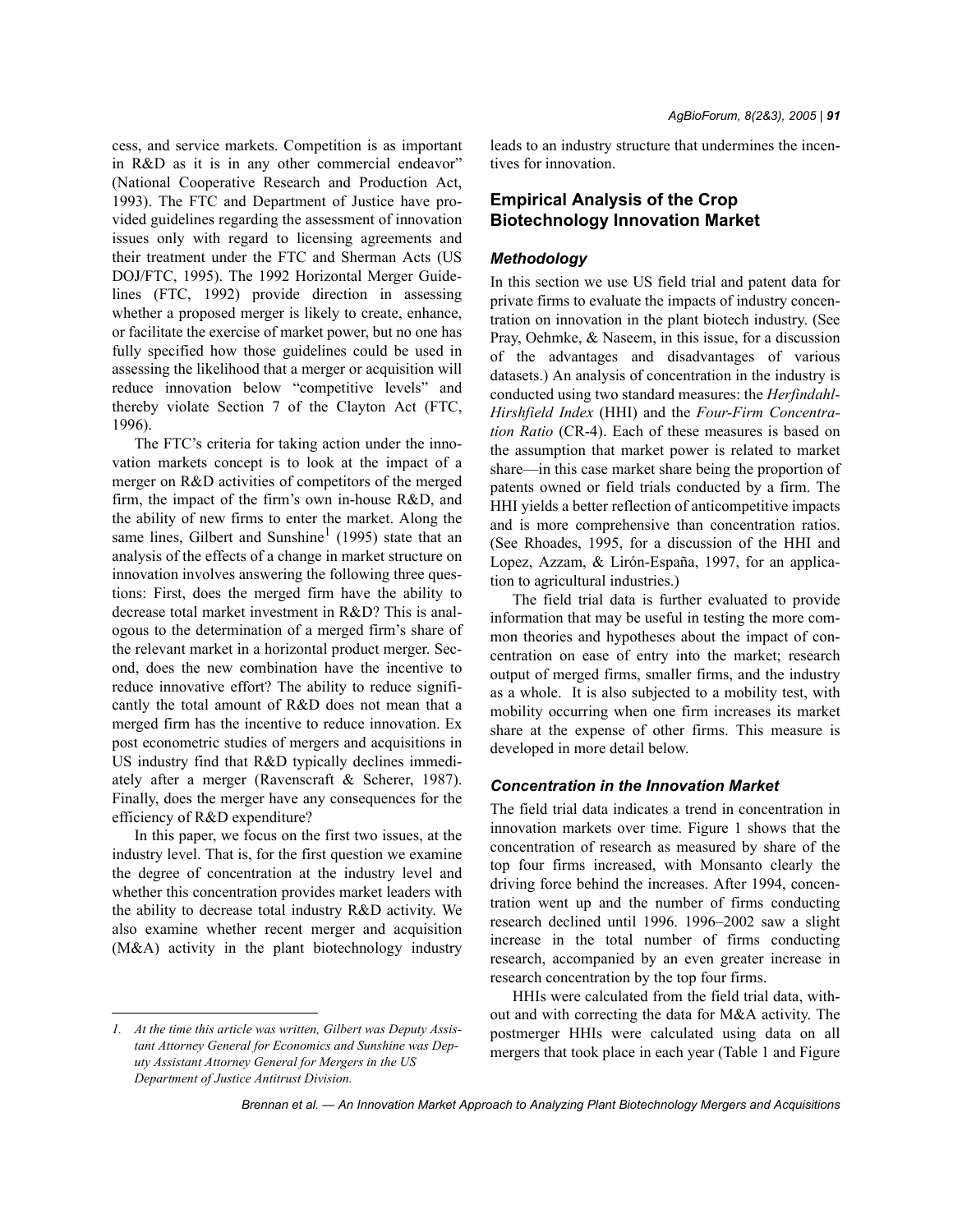cess, and service markets. Competition is as important in R&D as it is in any other commercial endeavor" (National Cooperative Research and Production Act, 1993). The FTC and Department of Justice have provided guidelines regarding the assessment of innovation issues only with regard to licensing agreements and their treatment under the FTC and Sherman Acts (US DOJ/FTC, 1995). The 1992 Horizontal Merger Guidelines (FTC, 1992) provide direction in assessing whether a proposed merger is likely to create, enhance, or facilitate the exercise of market power, but no one has fully specified how those guidelines could be used in assessing the likelihood that a merger or acquisition will reduce innovation below "competitive levels" and thereby violate Section 7 of the Clayton Act (FTC, 1996).

The FTC's criteria for taking action under the innovation markets concept is to look at the impact of a merger on R&D activities of competitors of the merged firm, the impact of the firm's own in-house R&D, and the ability of new firms to enter the market. Along the same lines, Gilbert and Sunshine[1] (1995) state that an analysis of the effects of a change in market structure on innovation involves answering the following three questions: First, does the merged firm have the ability to decrease total market investment in R&D? This is analogous to the determination of a merged firm's share of the relevant market in a horizontal product merger. Second, does the new combination have the incentive to reduce innovative effort? The ability to reduce significantly the total amount of R&D does not mean that a merged firm has the incentive to reduce innovation. Ex post econometric studies of mergers and acquisitions in US industry find that R&D typically declines immediately after a merger (Ravenscraft & Scherer, 1987). Finally, does the merger have any consequences for the efficiency of R&D expenditure?

In this paper, we focus on the first two issues, at the industry level. That is, for the first question we examine the degree of concentration at the industry level and whether this concentration provides market leaders with the ability to decrease total industry R&D activity. We also examine whether recent merger and acquisition (M&A) activity in the plant biotechnology industry leads to an industry structure that undermines the incentives for innovation.

## Empirical Analysis of the Crop Biotechnology Innovation Market

### *Methodology*

In this section we use US field trial and patent data for private firms to evaluate the impacts of industry concentration on innovation in the plant biotech industry. (See Pray, Oehmke, & Naseem, in this issue, for a discussion of the advantages and disadvantages of various datasets.) An analysis of concentration in the industry is conducted using two standard measures: the *Herfindahl-Hirshfield Index* (HHI) and the *Four-Firm Concentration Ratio* (CR-4). Each of these measures is based on the assumption that market power is related to market share—in this case market share being the proportion of patents owned or field trials conducted by a firm. The HHI yields a better reflection of anticompetitive impacts and is more comprehensive than concentration ratios. (See Rhoades, 1995, for a discussion of the HHI and Lopez, Azzam, & Lirón-España, 1997, for an application to agricultural industries.)

The field trial data is further evaluated to provide information that may be useful in testing the more common theories and hypotheses about the impact of concentration on ease of entry into the market; research output of merged firms, smaller firms, and the industry as a whole. It is also subjected to a mobility test, with mobility occurring when one firm increases its market share at the expense of other firms. This measure is developed in more detail below.

### *Concentration in the Innovation Market*

The field trial data indicates a trend in concentration in innovation markets over time. Figure 1 shows that the concentration of research as measured by share of the top four firms increased, with Monsanto clearly the driving force behind the increases. After 1994, concentration went up and the number of firms conducting research declined until 1996. 1996–2002 saw a slight increase in the total number of firms conducting research, accompanied by an even greater increase in research concentration by the top four firms.

HHIs were calculated from the field trial data, without and with correcting the data for M&A activity. The postmerger HHIs were calculated using data on all mergers that took place in each year (Table 1 and Figure

*1. At the time this article was written, Gilbert was Deputy Assistant Attorney General for Economics and Sunshine was Deputy Assistant Attorney General for Mergers in the US Department of Justice Antitrust Division.*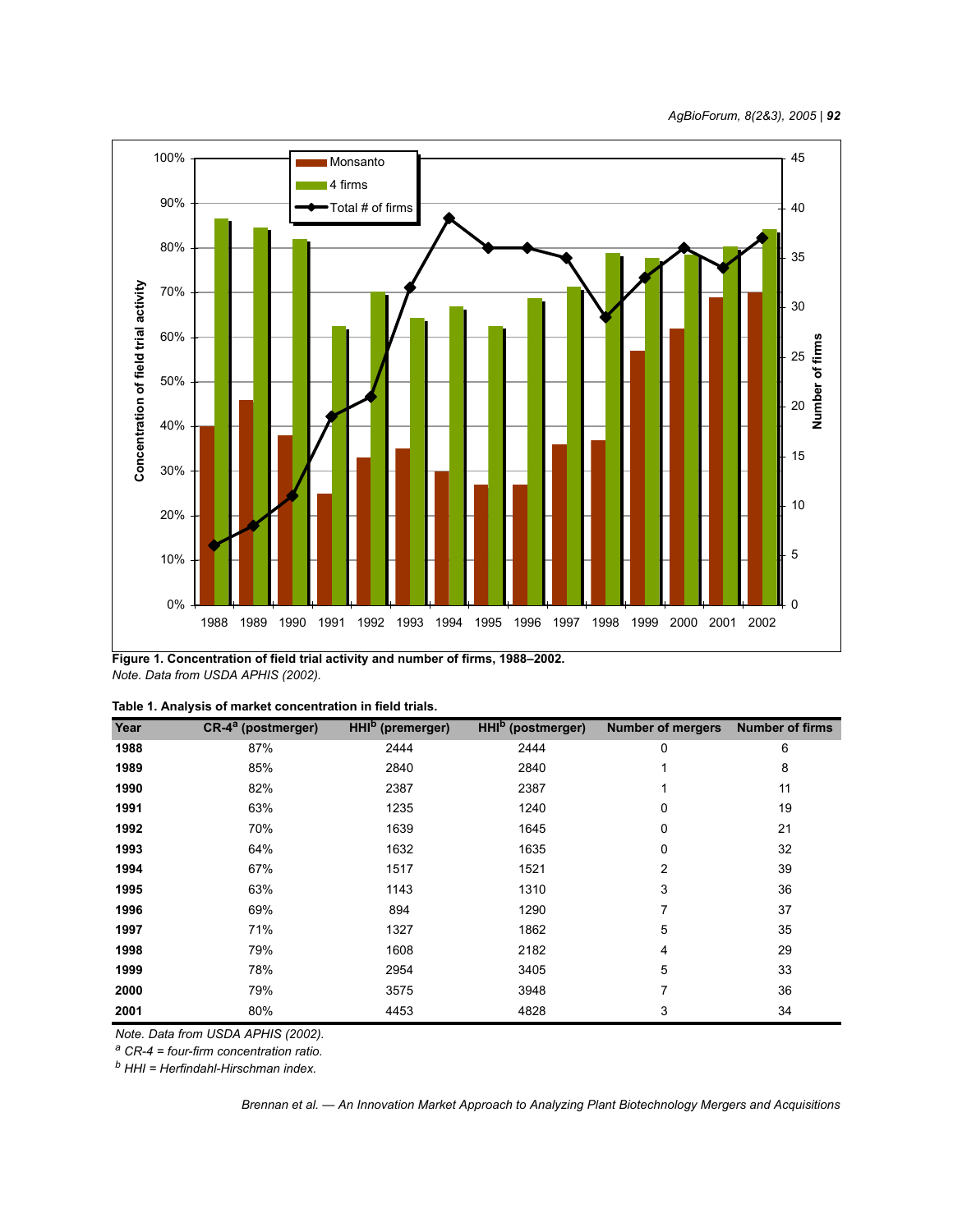**Figure 1. Concentration of field trial activity and number of firms, 1988–2002.**
*Note. Data from USDA APHIS (2002).*

**Table 1. Analysis of market concentration in field trials.**

| Year | CR-4[a] (postmerger) | HHI[b] (premerger) | HHI[b] (postmerger) | Number of mergers | Number of firms |
|---|---|---|---|---|---|
| **1988** | 87% | 2444 | 2444 | 0 | 6 |
| **1989** | 85% | 2840 | 2840 | 1 | 8 |
| **1990** | 82% | 2387 | 2387 | 1 | 11 |
| **1991** | 63% | 1235 | 1240 | 0 | 19 |
| **1992** | 70% | 1639 | 1645 | 0 | 21 |
| **1993** | 64% | 1632 | 1635 | 0 | 32 |
| **1994** | 67% | 1517 | 1521 | 2 | 39 |
| **1995** | 63% | 1143 | 1310 | 3 | 36 |
| **1996** | 69% | 894 | 1290 | 7 | 37 |
| **1997** | 71% | 1327 | 1862 | 5 | 35 |
| **1998** | 79% | 1608 | 2182 | 4 | 29 |
| **1999** | 78% | 2954 | 3405 | 5 | 33 |
| **2000** | 79% | 3575 | 3948 | 7 | 36 |
| **2001** | 80% | 4453 | 4828 | 3 | 34 |

*Note. Data from USDA APHIS (2002).*
[a] *CR-4 = four-firm concentration ratio.*
[b] *HHI = Herfindahl-Hirschman index.*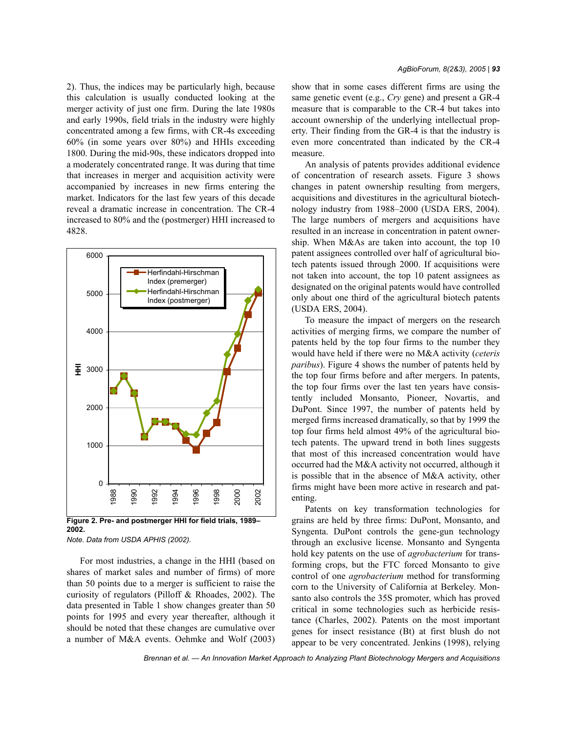2). Thus, the indices may be particularly high, because this calculation is usually conducted looking at the merger activity of just one firm. During the late 1980s and early 1990s, field trials in the industry were highly concentrated among a few firms, with CR-4s exceeding 60% (in some years over 80%) and HHIs exceeding 1800. During the mid-90s, these indicators dropped into a moderately concentrated range. It was during that time that increases in merger and acquisition activity were accompanied by increases in new firms entering the market. Indicators for the last few years of this decade reveal a dramatic increase in concentration. The CR-4 increased to 80% and the (postmerger) HHI increased to 4828.

**Figure 2. Pre- and postmerger HHI for field trials, 1989–2002.**

*Note. Data from USDA APHIS (2002).*

For most industries, a change in the HHI (based on shares of market sales and number of firms) of more than 50 points due to a merger is sufficient to raise the curiosity of regulators (Pilloff & Rhoades, 2002). The data presented in Table 1 show changes greater than 50 points for 1995 and every year thereafter, although it should be noted that these changes are cumulative over a number of M&A events. Oehmke and Wolf (2003) show that in some cases different firms are using the same genetic event (e.g., *Cry* gene) and present a GR-4 measure that is comparable to the CR-4 but takes into account ownership of the underlying intellectual property. Their finding from the GR-4 is that the industry is even more concentrated than indicated by the CR-4 measure.

An analysis of patents provides additional evidence of concentration of research assets. Figure 3 shows changes in patent ownership resulting from mergers, acquisitions and divestitures in the agricultural biotechnology industry from 1988–2000 (USDA ERS, 2004). The large numbers of mergers and acquisitions have resulted in an increase in concentration in patent ownership. When M&As are taken into account, the top 10 patent assignees controlled over half of agricultural biotech patents issued through 2000. If acquisitions were not taken into account, the top 10 patent assignees as designated on the original patents would have controlled only about one third of the agricultural biotech patents (USDA ERS, 2004).

To measure the impact of mergers on the research activities of merging firms, we compare the number of patents held by the top four firms to the number they would have held if there were no M&A activity (*ceteris paribus*). Figure 4 shows the number of patents held by the top four firms before and after mergers. In patents, the top four firms over the last ten years have consistently included Monsanto, Pioneer, Novartis, and DuPont. Since 1997, the number of patents held by merged firms increased dramatically, so that by 1999 the top four firms held almost 49% of the agricultural biotech patents. The upward trend in both lines suggests that most of this increased concentration would have occurred had the M&A activity not occurred, although it is possible that in the absence of M&A activity, other firms might have been more active in research and patenting.

Patents on key transformation technologies for grains are held by three firms: DuPont, Monsanto, and Syngenta. DuPont controls the gene-gun technology through an exclusive license. Monsanto and Syngenta hold key patents on the use of *agrobacterium* for transforming crops, but the FTC forced Monsanto to give control of one *agrobacterium* method for transforming corn to the University of California at Berkeley. Monsanto also controls the 35S promoter, which has proved critical in some technologies such as herbicide resistance (Charles, 2002). Patents on the most important genes for insect resistance (Bt) at first blush do not appear to be very concentrated. Jenkins (1998), relying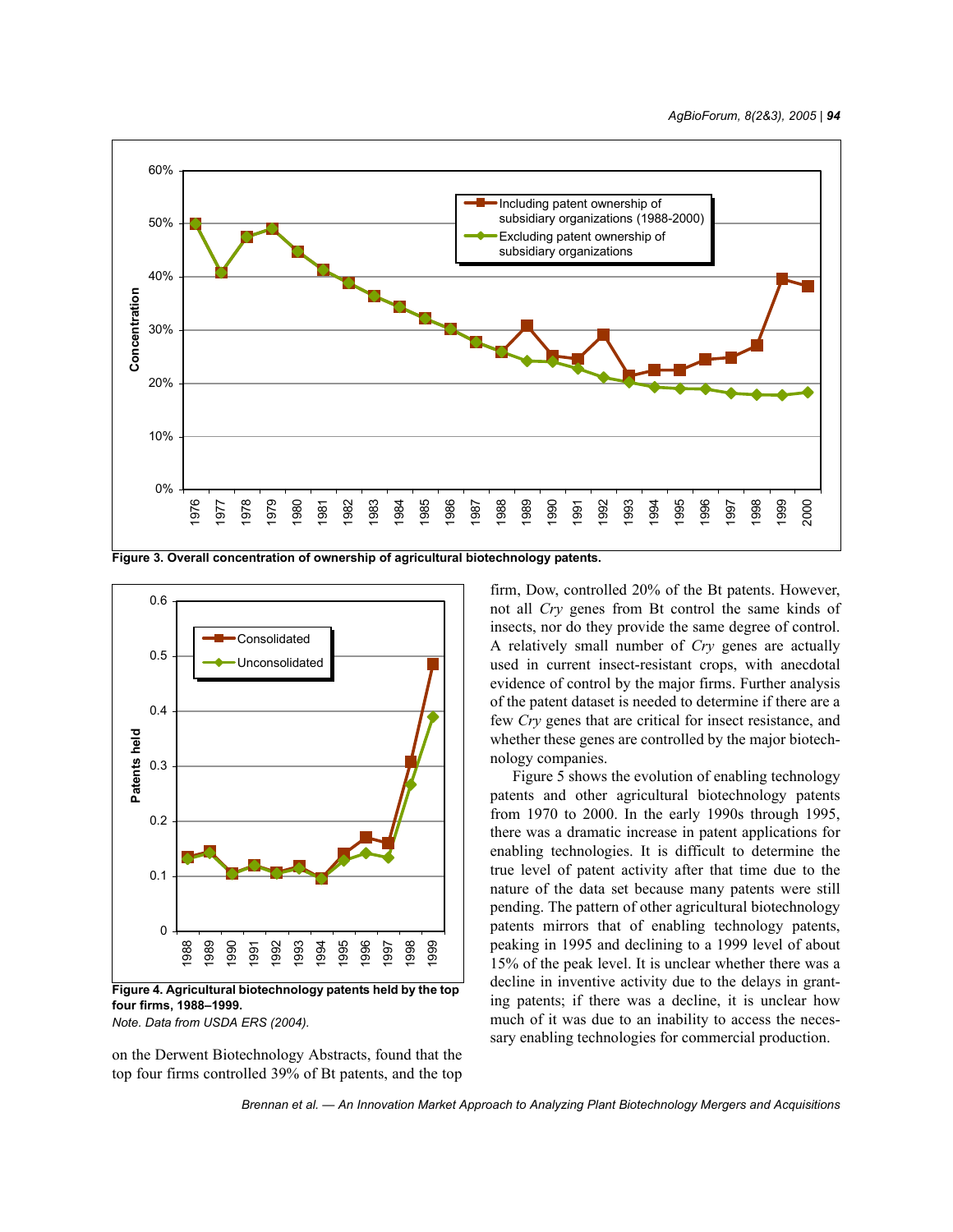Figure 3. Overall concentration of ownership of agricultural biotechnology patents.

Figure 4. Agricultural biotechnology patents held by the top four firms, 1988–1999.

*Note. Data from USDA ERS (2004).*

on the Derwent Biotechnology Abstracts, found that the top four firms controlled 39% of Bt patents, and the top firm, Dow, controlled 20% of the Bt patents. However, not all *Cry* genes from Bt control the same kinds of insects, nor do they provide the same degree of control. A relatively small number of *Cry* genes are actually used in current insect-resistant crops, with anecdotal evidence of control by the major firms. Further analysis of the patent dataset is needed to determine if there are a few *Cry* genes that are critical for insect resistance, and whether these genes are controlled by the major biotechnology companies.

Figure 5 shows the evolution of enabling technology patents and other agricultural biotechnology patents from 1970 to 2000. In the early 1990s through 1995, there was a dramatic increase in patent applications for enabling technologies. It is difficult to determine the true level of patent activity after that time due to the nature of the data set because many patents were still pending. The pattern of other agricultural biotechnology patents mirrors that of enabling technology patents, peaking in 1995 and declining to a 1999 level of about 15% of the peak level. It is unclear whether there was a decline in inventive activity due to the delays in granting patents; if there was a decline, it is unclear how much of it was due to an inability to access the necessary enabling technologies for commercial production.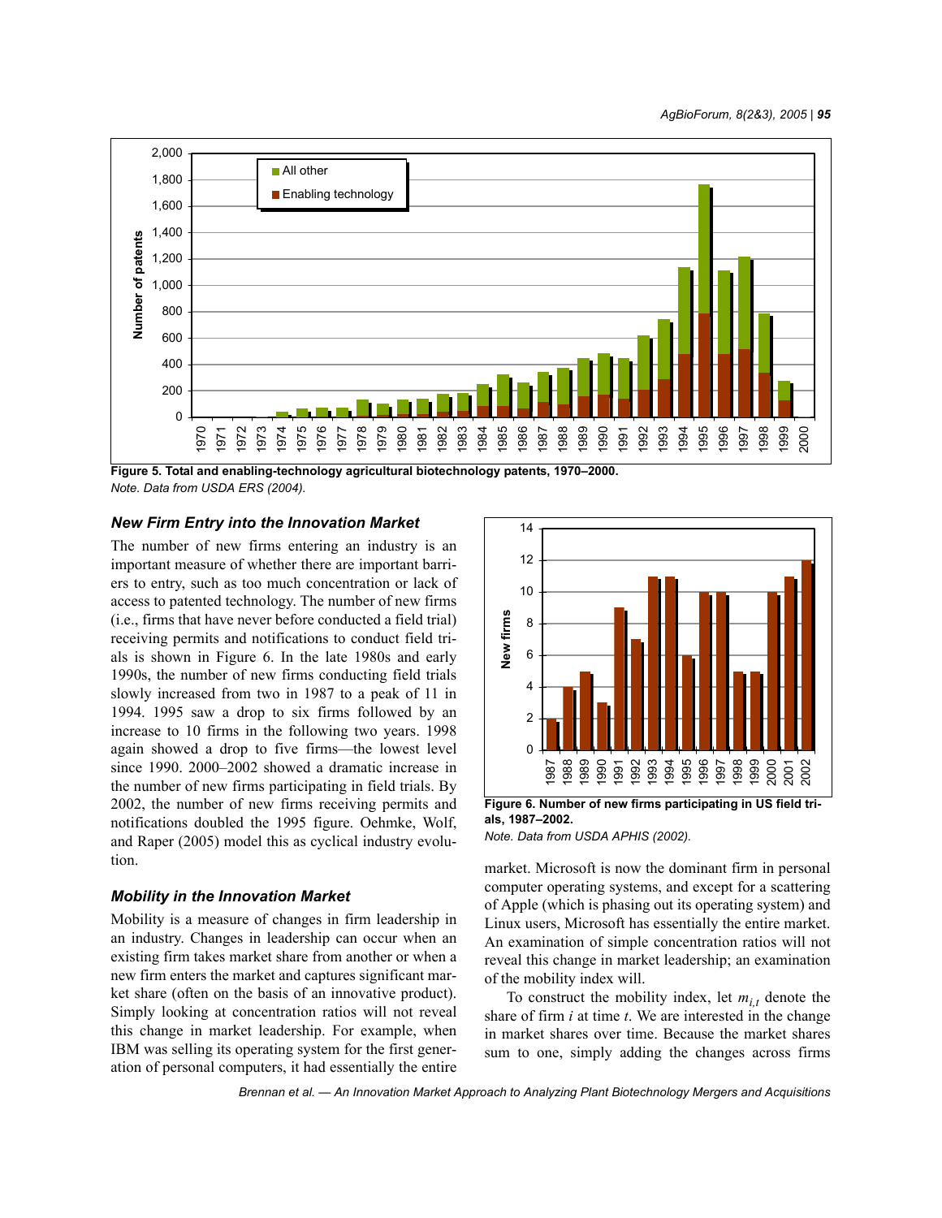Figure 5. Total and enabling-technology agricultural biotechnology patents, 1970–2000.
*Note. Data from USDA ERS (2004).*

### *New Firm Entry into the Innovation Market*

The number of new firms entering an industry is an important measure of whether there are important barriers to entry, such as too much concentration or lack of access to patented technology. The number of new firms (i.e., firms that have never before conducted a field trial) receiving permits and notifications to conduct field trials is shown in Figure 6. In the late 1980s and early 1990s, the number of new firms conducting field trials slowly increased from two in 1987 to a peak of 11 in 1994. 1995 saw a drop to six firms followed by an increase to 10 firms in the following two years. 1998 again showed a drop to five firms—the lowest level since 1990. 2000–2002 showed a dramatic increase in the number of new firms participating in field trials. By 2002, the number of new firms receiving permits and notifications doubled the 1995 figure. Oehmke, Wolf, and Raper (2005) model this as cyclical industry evolution.

Figure 6. Number of new firms participating in US field trials, 1987–2002.
*Note. Data from USDA APHIS (2002).*

### *Mobility in the Innovation Market*

Mobility is a measure of changes in firm leadership in an industry. Changes in leadership can occur when an existing firm takes market share from another or when a new firm enters the market and captures significant market share (often on the basis of an innovative product). Simply looking at concentration ratios will not reveal this change in market leadership. For example, when IBM was selling its operating system for the first generation of personal computers, it had essentially the entire market. Microsoft is now the dominant firm in personal computer operating systems, and except for a scattering of Apple (which is phasing out its operating system) and Linux users, Microsoft has essentially the entire market. An examination of simple concentration ratios will not reveal this change in market leadership; an examination of the mobility index will.

To construct the mobility index, let $m_{i,t}$ denote the share of firm $i$ at time $t$. We are interested in the change in market shares over time. Because the market shares sum to one, simply adding the changes across firms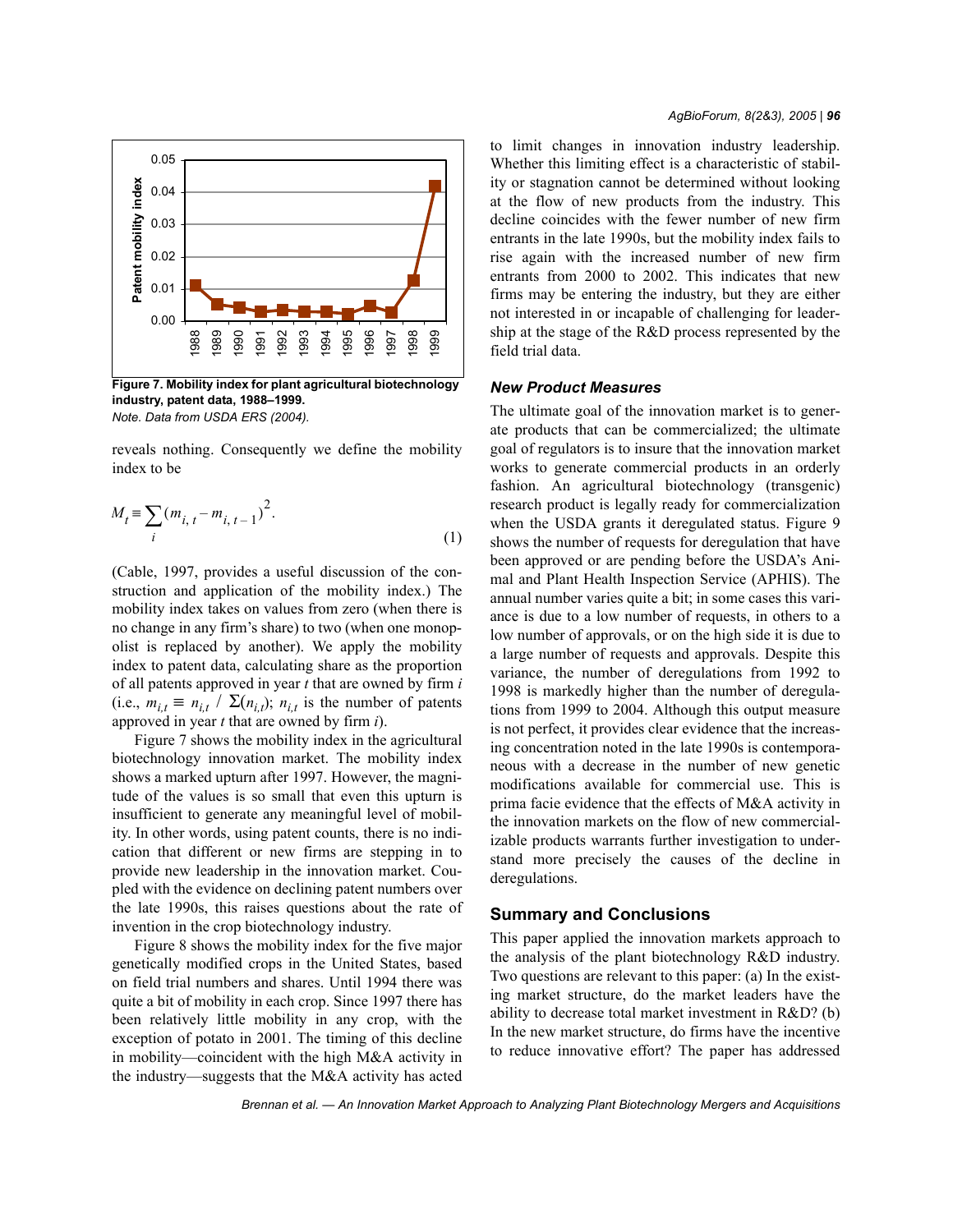Figure 7. Mobility index for plant agricultural biotechnology industry, patent data, 1988–1999.
*Note. Data from USDA ERS (2004).*

reveals nothing. Consequently we define the mobility index to be

$$M_t \equiv \sum_i (m_{i,t} - m_{i,t-1})^2. \tag{1}$$

(Cable, 1997, provides a useful discussion of the construction and application of the mobility index.) The mobility index takes on values from zero (when there is no change in any firm's share) to two (when one monopolist is replaced by another). We apply the mobility index to patent data, calculating share as the proportion of all patents approved in year $t$ that are owned by firm $i$ (i.e., $m_{i,t} \equiv n_{i,t} / \Sigma(n_{i,t})$; $n_{i,t}$ is the number of patents approved in year $t$ that are owned by firm $i$).

Figure 7 shows the mobility index in the agricultural biotechnology innovation market. The mobility index shows a marked upturn after 1997. However, the magnitude of the values is so small that even this upturn is insufficient to generate any meaningful level of mobility. In other words, using patent counts, there is no indication that different or new firms are stepping in to provide new leadership in the innovation market. Coupled with the evidence on declining patent numbers over the late 1990s, this raises questions about the rate of invention in the crop biotechnology industry.

Figure 8 shows the mobility index for the five major genetically modified crops in the United States, based on field trial numbers and shares. Until 1994 there was quite a bit of mobility in each crop. Since 1997 there has been relatively little mobility in any crop, with the exception of potato in 2001. The timing of this decline in mobility—coincident with the high M&A activity in the industry—suggests that the M&A activity has acted to limit changes in innovation industry leadership. Whether this limiting effect is a characteristic of stability or stagnation cannot be determined without looking at the flow of new products from the industry. This decline coincides with the fewer number of new firm entrants in the late 1990s, but the mobility index fails to rise again with the increased number of new firm entrants from 2000 to 2002. This indicates that new firms may be entering the industry, but they are either not interested in or incapable of challenging for leadership at the stage of the R&D process represented by the field trial data.

### New Product Measures

The ultimate goal of the innovation market is to generate products that can be commercialized; the ultimate goal of regulators is to insure that the innovation market works to generate commercial products in an orderly fashion. An agricultural biotechnology (transgenic) research product is legally ready for commercialization when the USDA grants it deregulated status. Figure 9 shows the number of requests for deregulation that have been approved or are pending before the USDA's Animal and Plant Health Inspection Service (APHIS). The annual number varies quite a bit; in some cases this variance is due to a low number of requests, in others to a low number of approvals, or on the high side it is due to a large number of requests and approvals. Despite this variance, the number of deregulations from 1992 to 1998 is markedly higher than the number of deregulations from 1999 to 2004. Although this output measure is not perfect, it provides clear evidence that the increasing concentration noted in the late 1990s is contemporaneous with a decrease in the number of new genetic modifications available for commercial use. This is prima facie evidence that the effects of M&A activity in the innovation markets on the flow of new commercializable products warrants further investigation to understand more precisely the causes of the decline in deregulations.

## Summary and Conclusions

This paper applied the innovation markets approach to the analysis of the plant biotechnology R&D industry. Two questions are relevant to this paper: (a) In the existing market structure, do the market leaders have the ability to decrease total market investment in R&D? (b) In the new market structure, do firms have the incentive to reduce innovative effort? The paper has addressed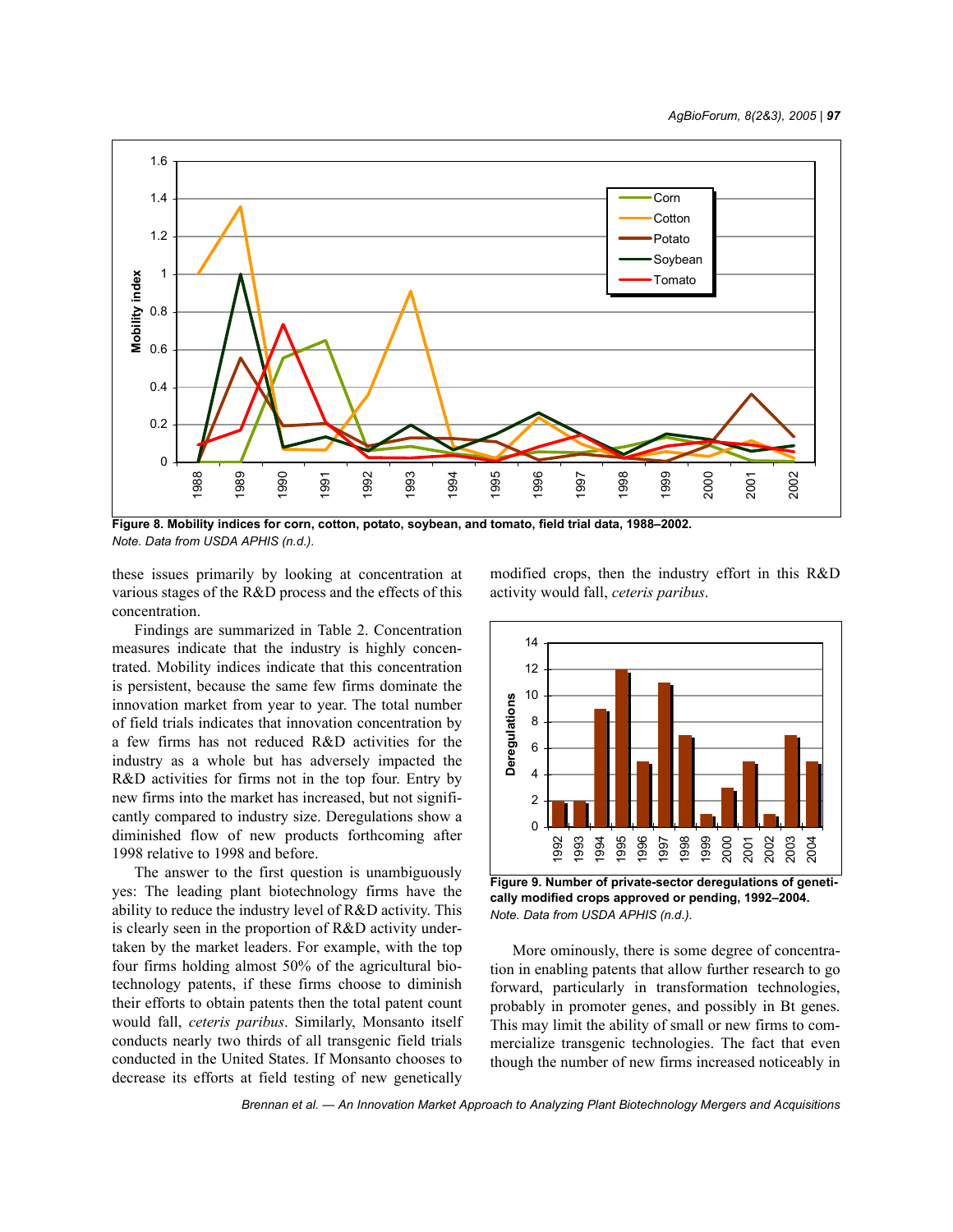Figure 8. Mobility indices for corn, cotton, potato, soybean, and tomato, field trial data, 1988–2002.
*Note. Data from USDA APHIS (n.d.).*

these issues primarily by looking at concentration at various stages of the R&D process and the effects of this concentration.

Findings are summarized in Table 2. Concentration measures indicate that the industry is highly concentrated. Mobility indices indicate that this concentration is persistent, because the same few firms dominate the innovation market from year to year. The total number of field trials indicates that innovation concentration by a few firms has not reduced R&D activities for the industry as a whole but has adversely impacted the R&D activities for firms not in the top four. Entry by new firms into the market has increased, but not significantly compared to industry size. Deregulations show a diminished flow of new products forthcoming after 1998 relative to 1998 and before.

The answer to the first question is unambiguously yes: The leading plant biotechnology firms have the ability to reduce the industry level of R&D activity. This is clearly seen in the proportion of R&D activity undertaken by the market leaders. For example, with the top four firms holding almost 50% of the agricultural biotechnology patents, if these firms choose to diminish their efforts to obtain patents then the total patent count would fall, *ceteris paribus*. Similarly, Monsanto itself conducts nearly two thirds of all transgenic field trials conducted in the United States. If Monsanto chooses to decrease its efforts at field testing of new genetically modified crops, then the industry effort in this R&D activity would fall, *ceteris paribus*.

Figure 9. Number of private-sector deregulations of genetically modified crops approved or pending, 1992–2004.
*Note. Data from USDA APHIS (n.d.).*

More ominously, there is some degree of concentration in enabling patents that allow further research to go forward, particularly in transformation technologies, probably in promoter genes, and possibly in Bt genes. This may limit the ability of small or new firms to commercialize transgenic technologies. The fact that even though the number of new firms increased noticeably in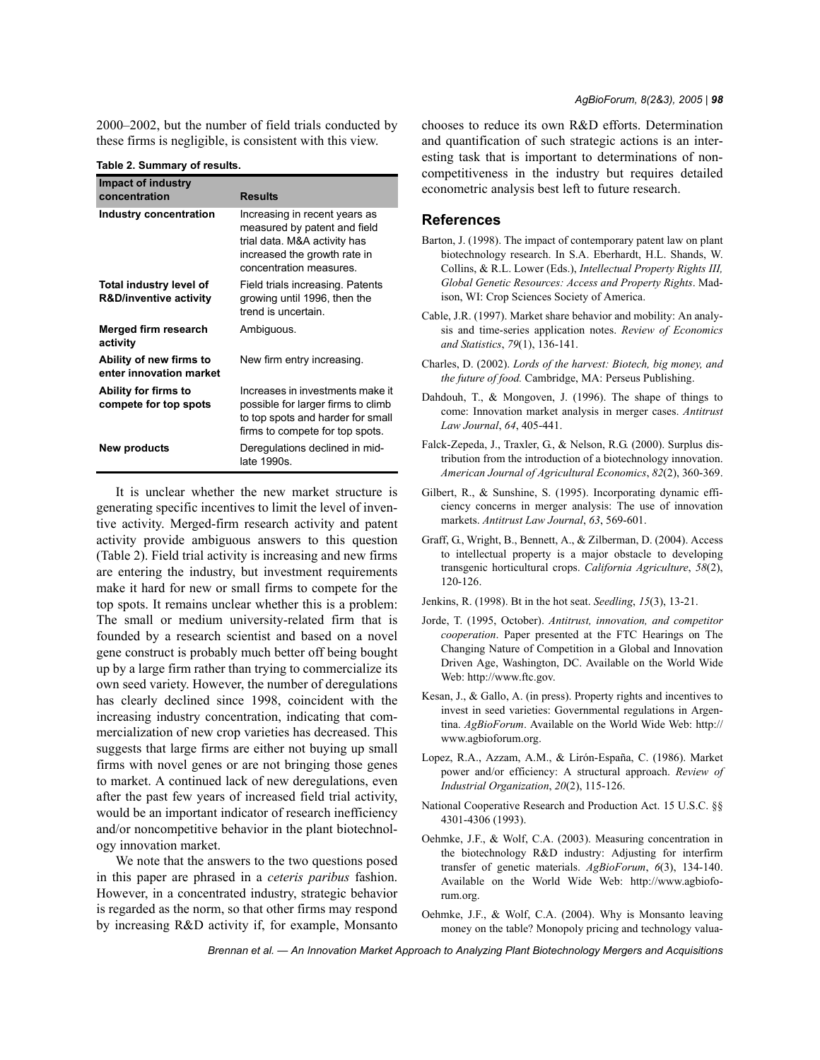2000–2002, but the number of field trials conducted by these firms is negligible, is consistent with this view.

**Table 2. Summary of results.**

| Impact of industry concentration | Results |
|---|---|
| **Industry concentration** | Increasing in recent years as measured by patent and field trial data. M&A activity has increased the growth rate in concentration measures. |
| **Total industry level of R&D/inventive activity** | Field trials increasing. Patents growing until 1996, then the trend is uncertain. |
| **Merged firm research activity** | Ambiguous. |
| **Ability of new firms to enter innovation market** | New firm entry increasing. |
| **Ability for firms to compete for top spots** | Increases in investments make it possible for larger firms to climb to top spots and harder for small firms to compete for top spots. |
| **New products** | Deregulations declined in mid-late 1990s. |

It is unclear whether the new market structure is generating specific incentives to limit the level of inventive activity. Merged-firm research activity and patent activity provide ambiguous answers to this question (Table 2). Field trial activity is increasing and new firms are entering the industry, but investment requirements make it hard for new or small firms to compete for the top spots. It remains unclear whether this is a problem: The small or medium university-related firm that is founded by a research scientist and based on a novel gene construct is probably much better off being bought up by a large firm rather than trying to commercialize its own seed variety. However, the number of deregulations has clearly declined since 1998, coincident with the increasing industry concentration, indicating that commercialization of new crop varieties has decreased. This suggests that large firms are either not buying up small firms with novel genes or are not bringing those genes to market. A continued lack of new deregulations, even after the past few years of increased field trial activity, would be an important indicator of research inefficiency and/or noncompetitive behavior in the plant biotechnology innovation market.

We note that the answers to the two questions posed in this paper are phrased in a *ceteris paribus* fashion. However, in a concentrated industry, strategic behavior is regarded as the norm, so that other firms may respond by increasing R&D activity if, for example, Monsanto chooses to reduce its own R&D efforts. Determination and quantification of such strategic actions is an interesting task that is important to determinations of noncompetitiveness in the industry but requires detailed econometric analysis best left to future research.

## References

Barton, J. (1998). The impact of contemporary patent law on plant biotechnology research. In S.A. Eberhardt, H.L. Shands, W. Collins, & R.L. Lower (Eds.), *Intellectual Property Rights III, Global Genetic Resources: Access and Property Rights*. Madison, WI: Crop Sciences Society of America.

Cable, J.R. (1997). Market share behavior and mobility: An analysis and time-series application notes. *Review of Economics and Statistics*, *79*(1), 136-141.

Charles, D. (2002). *Lords of the harvest: Biotech, big money, and the future of food.* Cambridge, MA: Perseus Publishing.

Dahdouh, T., & Mongoven, J. (1996). The shape of things to come: Innovation market analysis in merger cases. *Antitrust Law Journal*, *64*, 405-441.

Falck-Zepeda, J., Traxler, G., & Nelson, R.G. (2000). Surplus distribution from the introduction of a biotechnology innovation. *American Journal of Agricultural Economics*, *82*(2), 360-369.

Gilbert, R., & Sunshine, S. (1995). Incorporating dynamic efficiency concerns in merger analysis: The use of innovation markets. *Antitrust Law Journal*, *63*, 569-601.

Graff, G., Wright, B., Bennett, A., & Zilberman, D. (2004). Access to intellectual property is a major obstacle to developing transgenic horticultural crops. *California Agriculture*, *58*(2), 120-126.

Jenkins, R. (1998). Bt in the hot seat. *Seedling*, *15*(3), 13-21.

Jorde, T. (1995, October). *Antitrust, innovation, and competitor cooperation*. Paper presented at the FTC Hearings on The Changing Nature of Competition in a Global and Innovation Driven Age, Washington, DC. Available on the World Wide Web: http://www.ftc.gov.

Kesan, J., & Gallo, A. (in press). Property rights and incentives to invest in seed varieties: Governmental regulations in Argentina. *AgBioForum*. Available on the World Wide Web: http://www.agbioforum.org.

Lopez, R.A., Azzam, A.M., & Lirón-España, C. (1986). Market power and/or efficiency: A structural approach. *Review of Industrial Organization*, *20*(2), 115-126.

National Cooperative Research and Production Act. 15 U.S.C. §§ 4301-4306 (1993).

Oehmke, J.F., & Wolf, C.A. (2003). Measuring concentration in the biotechnology R&D industry: Adjusting for interfirm transfer of genetic materials. *AgBioForum*, *6*(3), 134-140. Available on the World Wide Web: http://www.agbioforum.org.

Oehmke, J.F., & Wolf, C.A. (2004). Why is Monsanto leaving money on the table? Monopoly pricing and technology valua-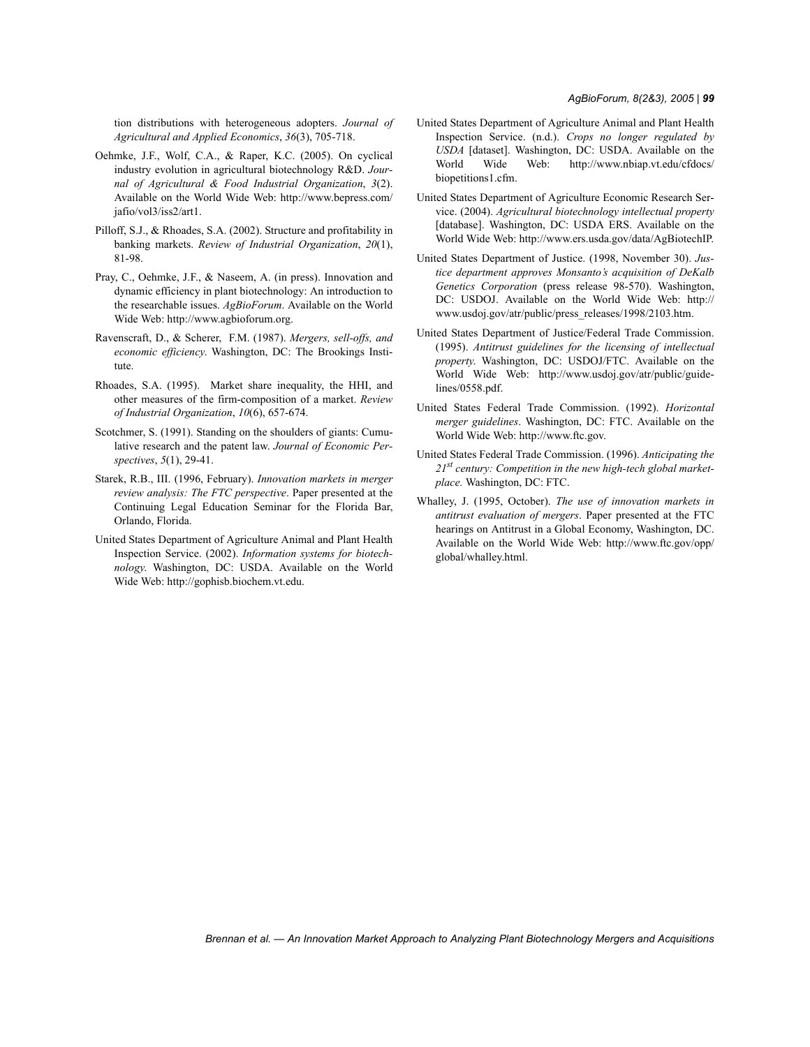tion distributions with heterogeneous adopters. *Journal of Agricultural and Applied Economics*, *36*(3), 705-718.

Oehmke, J.F., Wolf, C.A., & Raper, K.C. (2005). On cyclical industry evolution in agricultural biotechnology R&D. *Journal of Agricultural & Food Industrial Organization*, *3*(2). Available on the World Wide Web: http://www.bepress.com/jafio/vol3/iss2/art1.

Pilloff, S.J., & Rhoades, S.A. (2002). Structure and profitability in banking markets. *Review of Industrial Organization*, *20*(1), 81-98.

Pray, C., Oehmke, J.F., & Naseem, A. (in press). Innovation and dynamic efficiency in plant biotechnology: An introduction to the researchable issues. *AgBioForum*. Available on the World Wide Web: http://www.agbioforum.org.

Ravenscraft, D., & Scherer, F.M. (1987). *Mergers, sell-offs, and economic efficiency*. Washington, DC: The Brookings Institute.

Rhoades, S.A. (1995). Market share inequality, the HHI, and other measures of the firm-composition of a market. *Review of Industrial Organization*, *10*(6), 657-674.

Scotchmer, S. (1991). Standing on the shoulders of giants: Cumulative research and the patent law. *Journal of Economic Perspectives*, *5*(1), 29-41.

Starek, R.B., III. (1996, February). *Innovation markets in merger review analysis: The FTC perspective*. Paper presented at the Continuing Legal Education Seminar for the Florida Bar, Orlando, Florida.

United States Department of Agriculture Animal and Plant Health Inspection Service. (2002). *Information systems for biotechnology.* Washington, DC: USDA. Available on the World Wide Web: http://gophisb.biochem.vt.edu.

United States Department of Agriculture Animal and Plant Health Inspection Service. (n.d.). *Crops no longer regulated by USDA* [dataset]. Washington, DC: USDA. Available on the World Wide Web: http://www.nbiap.vt.edu/cfdocs/biopetitions1.cfm.

United States Department of Agriculture Economic Research Service. (2004). *Agricultural biotechnology intellectual property* [database]. Washington, DC: USDA ERS. Available on the World Wide Web: http://www.ers.usda.gov/data/AgBiotechIP.

United States Department of Justice. (1998, November 30). *Justice department approves Monsanto's acquisition of DeKalb Genetics Corporation* (press release 98-570). Washington, DC: USDOJ. Available on the World Wide Web: http://www.usdoj.gov/atr/public/press_releases/1998/2103.htm.

United States Department of Justice/Federal Trade Commission. (1995). *Antitrust guidelines for the licensing of intellectual property.* Washington, DC: USDOJ/FTC. Available on the World Wide Web: http://www.usdoj.gov/atr/public/guidelines/0558.pdf.

United States Federal Trade Commission. (1992). *Horizontal merger guidelines*. Washington, DC: FTC. Available on the World Wide Web: http://www.ftc.gov.

United States Federal Trade Commission. (1996). *Anticipating the 21st century: Competition in the new high-tech global marketplace.* Washington, DC: FTC.

Whalley, J. (1995, October). *The use of innovation markets in antitrust evaluation of mergers*. Paper presented at the FTC hearings on Antitrust in a Global Economy, Washington, DC. Available on the World Wide Web: http://www.ftc.gov/opp/global/whalley.html.